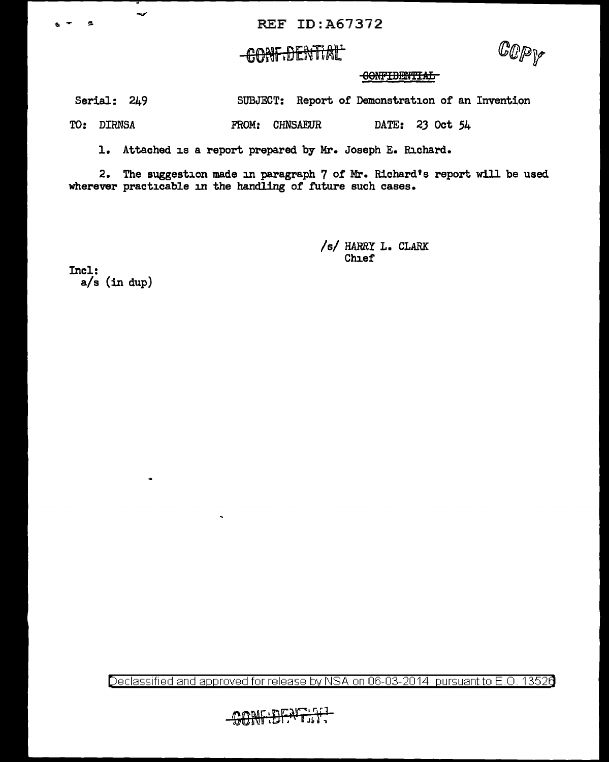REF ID:A67372

CONFIDENTIAL

COPY

CONFIDENTIAL

Serial: 249 SUBJECT: Report of Demonstration of an Invention

TO: DIRNSA FROM: CHNSAEUR DATE: 23 Oct 54

1. Attached is a report prepared by Mr. Joseph E. Richard.

2. The suggestion made in paragraph 7 of Mr. Richard's report will be used wherever practicable in the handling of future such cases.

/s/ HARRY L. CLARK
Chief

Incl:
a/s (in dup)

Declassified and approved for release by NSA on 06-03-2014 pursuant to E.O. 13526

CONFIDENTIAL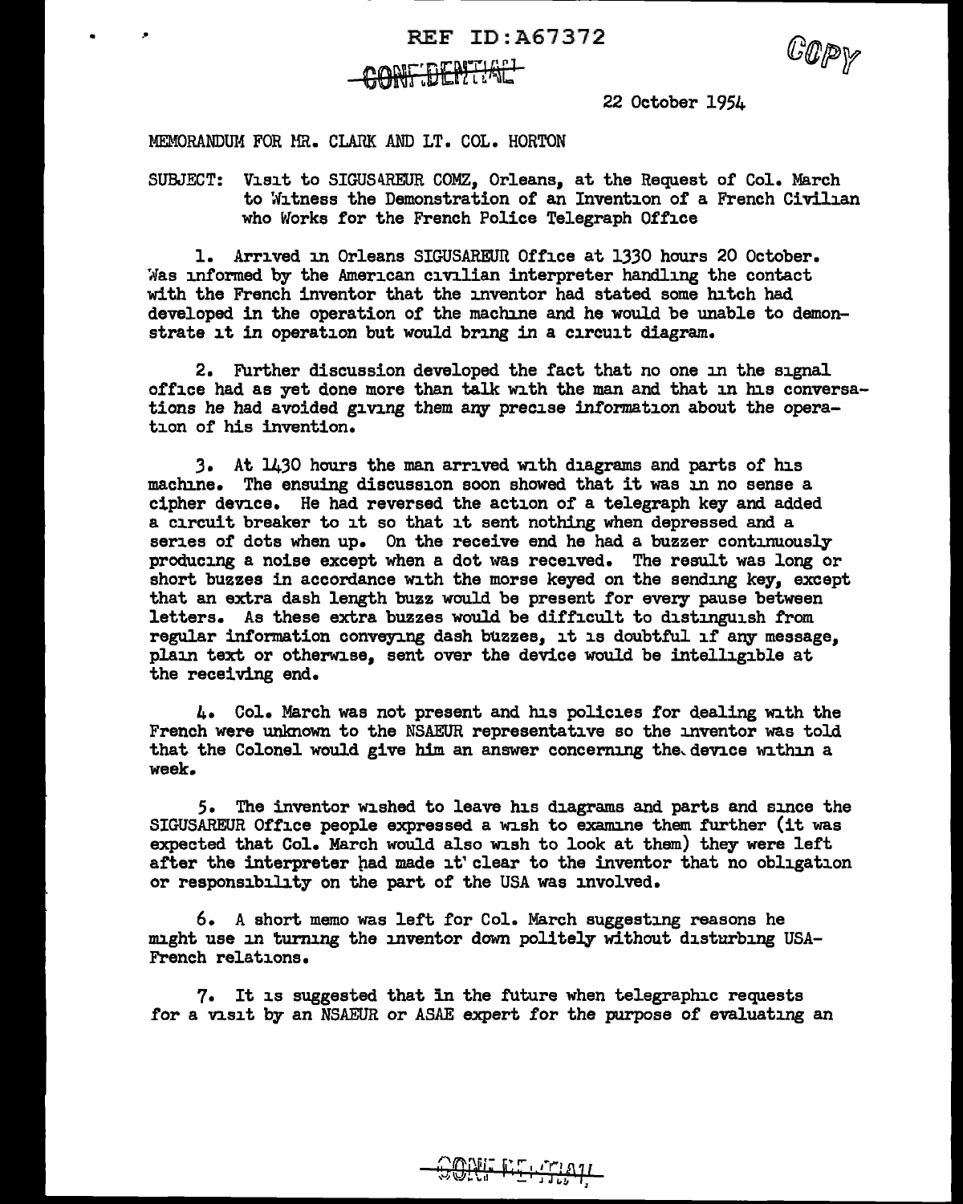REF ID:A67372

CONFIDENTIAL

COPY

22 October 1954

MEMORANDUM FOR MR. CLARK AND LT. COL. HORTON

SUBJECT: Visit to SIGUSAREUR COMZ, Orleans, at the Request of Col. March to Witness the Demonstration of an Invention of a French Civilian who Works for the French Police Telegraph Office

1. Arrived in Orleans SIGUSAREUR Office at 1330 hours 20 October. Was informed by the American civilian interpreter handling the contact with the French inventor that the inventor had stated some hitch had developed in the operation of the machine and he would be unable to demonstrate it in operation but would bring in a circuit diagram.

2. Further discussion developed the fact that no one in the signal office had as yet done more than talk with the man and that in his conversations he had avoided giving them any precise information about the operation of his invention.

3. At 1430 hours the man arrived with diagrams and parts of his machine. The ensuing discussion soon showed that it was in no sense a cipher device. He had reversed the action of a telegraph key and added a circuit breaker to it so that it sent nothing when depressed and a series of dots when up. On the receive end he had a buzzer continuously producing a noise except when a dot was received. The result was long or short buzzes in accordance with the morse keyed on the sending key, except that an extra dash length buzz would be present for every pause between letters. As these extra buzzes would be difficult to distinguish from regular information conveying dash buzzes, it is doubtful if any message, plain text or otherwise, sent over the device would be intelligible at the receiving end.

4. Col. March was not present and his policies for dealing with the French were unknown to the NSAEUR representative so the inventor was told that the Colonel would give him an answer concerning the device within a week.

5. The inventor wished to leave his diagrams and parts and since the SIGUSAREUR Office people expressed a wish to examine them further (it was expected that Col. March would also wish to look at them) they were left after the interpreter had made it clear to the inventor that no obligation or responsibility on the part of the USA was involved.

6. A short memo was left for Col. March suggesting reasons he might use in turning the inventor down politely without disturbing USA-French relations.

7. It is suggested that in the future when telegraphic requests for a visit by an NSAEUR or ASAE expert for the purpose of evaluating an

CONFIDENTIAL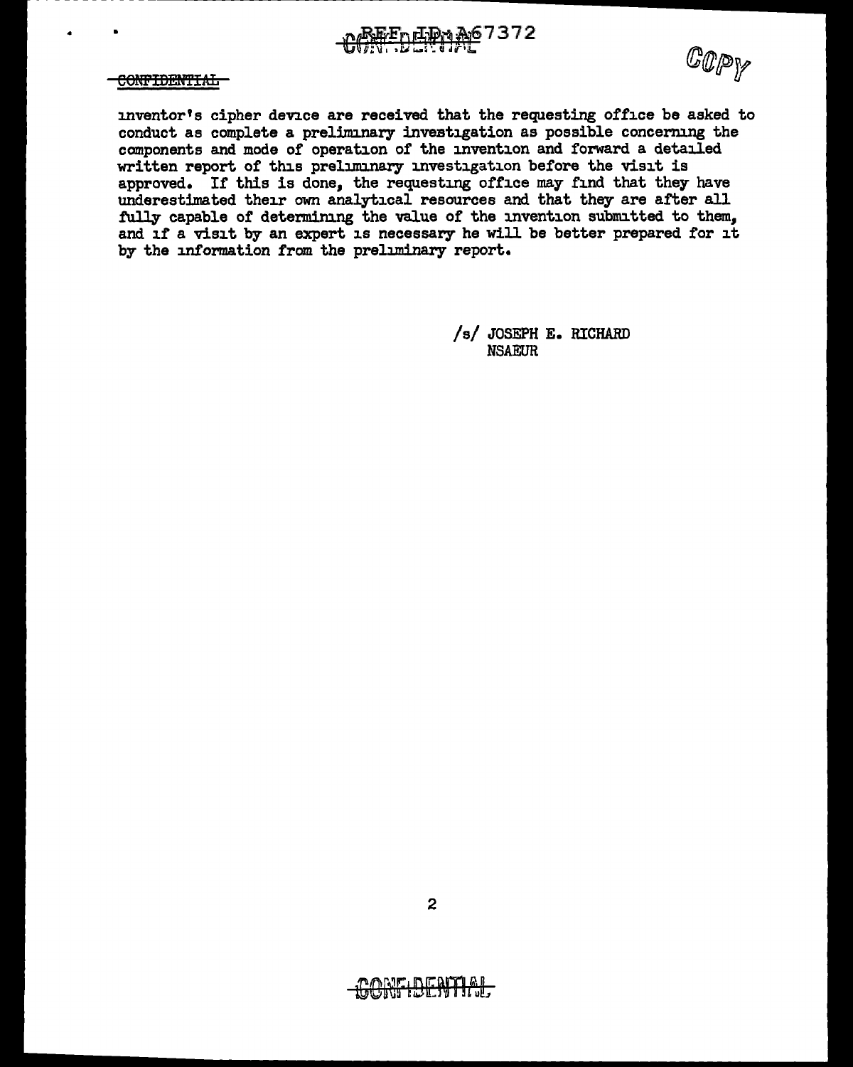CONFIDENTIAL

inventor's cipher device are received that the requesting office be asked to conduct as complete a preliminary investigation as possible concerning the components and mode of operation of the invention and forward a detailed written report of this preliminary investigation before the visit is approved. If this is done, the requesting office may find that they have underestimated their own analytical resources and that they are after all fully capable of determining the value of the invention submitted to them, and if a visit by an expert is necessary he will be better prepared for it by the information from the preliminary report.

/s/ JOSEPH E. RICHARD
NSAEUR

CONFIDENTIAL